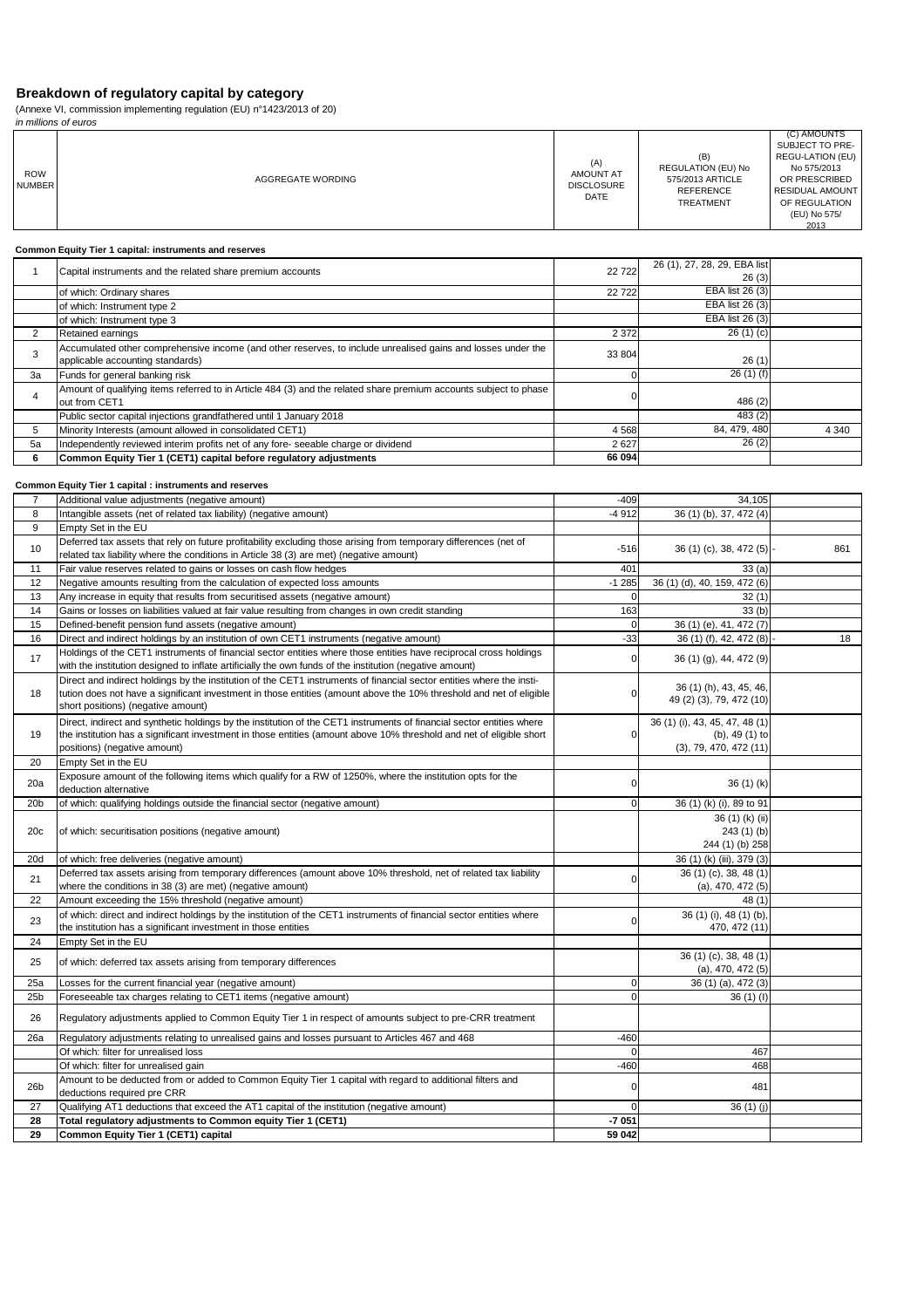# Breakdown of regulatory capital by category

(Annexe VI, commission implementing regulation (EU) n°1423/2013 of 20)

*in millions of euros*

| ROW NUMBER | AGGREGATE WORDING | (A) AMOUNT AT DISCLOSURE DATE | (B) REGULATION (EU) No 575/2013 ARTICLE REFERENCE TREATMENT | (C) AMOUNTS SUBJECT TO PRE-REGU-LATION (EU) No 575/2013 OR PRESCRIBED RESIDUAL AMOUNT OF REGULATION (EU) No 575/2013 |
|---|---|---|---|---|

**Common Equity Tier 1 capital: instruments and reserves**

| ROW NUMBER | AGGREGATE WORDING | (A) | (B) | (C) |
|---|---|---|---|---|
| 1 | Capital instruments and the related share premium accounts | 22 722 | 26 (1), 27, 28, 29, EBA list 26 (3) | |
| | of which: Ordinary shares | 22 722 | EBA list 26 (3) | |
| | of which: Instrument type 2 | | EBA list 26 (3) | |
| | of which: Instrument type 3 | | EBA list 26 (3) | |
| 2 | Retained earnings | 2 372 | 26 (1) (c) | |
| 3 | Accumulated other comprehensive income (and other reserves, to include unrealised gains and losses under the applicable accounting standards) | 33 804 | 26 (1) | |
| 3a | Funds for general banking risk | 0 | 26 (1) (f) | |
| 4 | Amount of qualifying items referred to in Article 484 (3) and the related share premium accounts subject to phase out from CET1 | 0 | 486 (2) | |
| | Public sector capital injections grandfathered until 1 January 2018 | | 483 (2) | |
| 5 | Minority Interests (amount allowed in consolidated CET1) | 4 568 | 84, 479, 480 | 4 340 |
| 5a | Independently reviewed interim profits net of any fore- seeable charge or dividend | 2 627 | 26 (2) | |
| **6** | **Common Equity Tier 1 (CET1) capital before regulatory adjustments** | **66 094** | | |

**Common Equity Tier 1 capital : instruments and reserves**

| ROW NUMBER | AGGREGATE WORDING | (A) | (B) | (C) |
|---|---|---|---|---|
| 7 | Additional value adjustments (negative amount) | -409 | 34,105 | |
| 8 | Intangible assets (net of related tax liability) (negative amount) | -4 912 | 36 (1) (b), 37, 472 (4) | |
| 9 | Empty Set in the EU | | | |
| 10 | Deferred tax assets that rely on future profitability excluding those arising from temporary differences (net of related tax liability where the conditions in Article 38 (3) are met) (negative amount) | -516 | 36 (1) (c), 38, 472 (5) - | 861 |
| 11 | Fair value reserves related to gains or losses on cash flow hedges | 401 | 33 (a) | |
| 12 | Negative amounts resulting from the calculation of expected loss amounts | -1 285 | 36 (1) (d), 40, 159, 472 (6) | |
| 13 | Any increase in equity that results from securitised assets (negative amount) | 0 | 32 (1) | |
| 14 | Gains or losses on liabilities valued at fair value resulting from changes in own credit standing | 163 | 33 (b) | |
| 15 | Defined-benefit pension fund assets (negative amount) | 0 | 36 (1) (e), 41, 472 (7) | |
| 16 | Direct and indirect holdings by an institution of own CET1 instruments (negative amount) | -33 | 36 (1) (f), 42, 472 (8) - | 18 |
| 17 | Holdings of the CET1 instruments of financial sector entities where those entities have reciprocal cross holdings with the institution designed to inflate artificially the own funds of the institution (negative amount) | 0 | 36 (1) (g), 44, 472 (9) | |
| 18 | Direct and indirect holdings by the institution of the CET1 instruments of financial sector entities where the institution does not have a significant investment in those entities (amount above the 10% threshold and net of eligible short positions) (negative amount) | 0 | 36 (1) (h), 43, 45, 46, 49 (2) (3), 79, 472 (10) | |
| 19 | Direct, indirect and synthetic holdings by the institution of the CET1 instruments of financial sector entities where the institution has a significant investment in those entities (amount above 10% threshold and net of eligible short positions) (negative amount) | 0 | 36 (1) (i), 43, 45, 47, 48 (1) (b), 49 (1) to (3), 79, 470, 472 (11) | |
| 20 | Empty Set in the EU | | | |
| 20a | Exposure amount of the following items which qualify for a RW of 1250%, where the institution opts for the deduction alternative | 0 | 36 (1) (k) | |
| 20b | of which: qualifying holdings outside the financial sector (negative amount) | 0 | 36 (1) (k) (i), 89 to 91 | |
| 20c | of which: securitisation positions (negative amount) | | 36 (1) (k) (ii) 243 (1) (b) 244 (1) (b) 258 | |
| 20d | of which: free deliveries (negative amount) | | 36 (1) (k) (iii), 379 (3) | |
| 21 | Deferred tax assets arising from temporary differences (amount above 10% threshold, net of related tax liability where the conditions in 38 (3) are met) (negative amount) | 0 | 36 (1) (c), 38, 48 (1) (a), 470, 472 (5) | |
| 22 | Amount exceeding the 15% threshold (negative amount) | | 48 (1) | |
| 23 | of which: direct and indirect holdings by the institution of the CET1 instruments of financial sector entities where the institution has a significant investment in those entities | 0 | 36 (1) (i), 48 (1) (b), 470, 472 (11) | |
| 24 | Empty Set in the EU | | | |
| 25 | of which: deferred tax assets arising from temporary differences | | 36 (1) (c), 38, 48 (1) (a), 470, 472 (5) | |
| 25a | Losses for the current financial year (negative amount) | 0 | 36 (1) (a), 472 (3) | |
| 25b | Foreseeable tax charges relating to CET1 items (negative amount) | 0 | 36 (1) (l) | |
| 26 | Regulatory adjustments applied to Common Equity Tier 1 in respect of amounts subject to pre-CRR treatment | | | |
| 26a | Regulatory adjustments relating to unrealised gains and losses pursuant to Articles 467 and 468 | -460 | | |
| | Of which: filter for unrealised loss | 0 | 467 | |
| | Of which: filter for unrealised gain | -460 | 468 | |
| 26b | Amount to be deducted from or added to Common Equity Tier 1 capital with regard to additional filters and deductions required pre CRR | 0 | 481 | |
| 27 | Qualifying AT1 deductions that exceed the AT1 capital of the institution (negative amount) | 0 | 36 (1) (j) | |
| **28** | **Total regulatory adjustments to Common equity Tier 1 (CET1)** | **-7 051** | | |
| **29** | **Common Equity Tier 1 (CET1) capital** | **59 042** | | |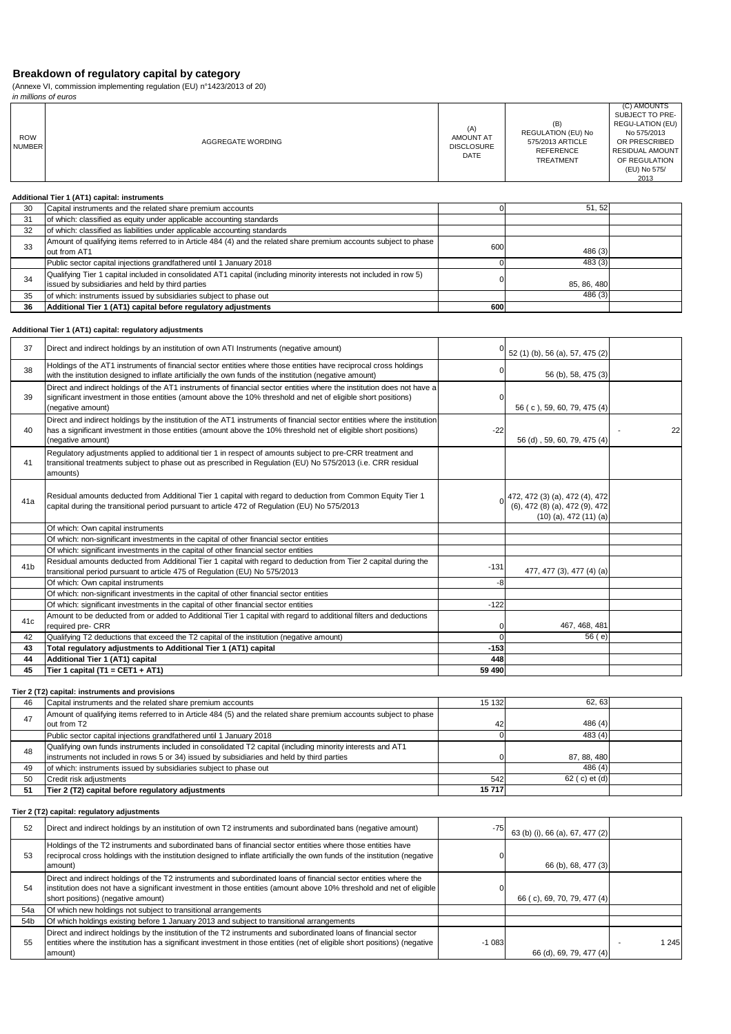## Breakdown of regulatory capital by category

(Annexe VI, commission implementing regulation (EU) n°1423/2013 of 20)

*in millions of euros*

| ROW NUMBER | AGGREGATE WORDING | (A) AMOUNT AT DISCLOSURE DATE | (B) REGULATION (EU) No 575/2013 ARTICLE REFERENCE TREATMENT | (C) AMOUNTS SUBJECT TO PRE-REGU-LATION (EU) No 575/2013 OR PRESCRIBED RESIDUAL AMOUNT OF REGULATION (EU) No 575/ 2013 |
|---|---|---|---|---|
| | **Additional Tier 1 (AT1) capital: instruments** | | | |
| 30 | Capital instruments and the related share premium accounts | 0 | 51, 52 | |
| 31 | of which: classified as equity under applicable accounting standards | | | |
| 32 | of which: classified as liabilities under applicable accounting standards | | | |
| 33 | Amount of qualifying items referred to in Article 484 (4) and the related share premium accounts subject to phase out from AT1 | 600 | 486 (3) | |
| | Public sector capital injections grandfathered until 1 January 2018 | 0 | 483 (3) | |
| 34 | Qualifying Tier 1 capital included in consolidated AT1 capital (including minority interests not included in row 5) issued by subsidiaries and held by third parties | 0 | 85, 86, 480 | |
| 35 | of which: instruments issued by subsidiaries subject to phase out | | 486 (3) | |
| **36** | **Additional Tier 1 (AT1) capital before regulatory adjustments** | **600** | | |
| | **Additional Tier 1 (AT1) capital: regulatory adjustments** | | | |
| 37 | Direct and indirect holdings by an institution of own ATI Instruments (negative amount) | 0 | 52 (1) (b), 56 (a), 57, 475 (2) | |
| 38 | Holdings of the AT1 instruments of financial sector entities where those entities have reciprocal cross holdings with the institution designed to inflate artificially the own funds of the institution (negative amount) | 0 | 56 (b), 58, 475 (3) | |
| 39 | Direct and indirect holdings of the AT1 instruments of financial sector entities where the institution does not have a significant investment in those entities (amount above the 10% threshold and net of eligible short positions) (negative amount) | 0 | 56 ( c ), 59, 60, 79, 475 (4) | |
| 40 | Direct and indirect holdings by the institution of the AT1 instruments of financial sector entities where the institution has a significant investment in those entities (amount above the 10% threshold net of eligible short positions) (negative amount) | -22 | 56 (d) , 59, 60, 79, 475 (4) | - 22 |
| 41 | Regulatory adjustments applied to additional tier 1 in respect of amounts subject to pre-CRR treatment and transitional treatments subject to phase out as prescribed in Regulation (EU) No 575/2013 (i.e. CRR residual amounts) | | | |
| 41a | Residual amounts deducted from Additional Tier 1 capital with regard to deduction from Common Equity Tier 1 capital during the transitional period pursuant to article 472 of Regulation (EU) No 575/2013 | 0 | 472, 472 (3) (a), 472 (4), 472 (6), 472 (8) (a), 472 (9), 472 (10) (a), 472 (11) (a) | |
| | Of which: Own capital instruments | | | |
| | Of which: non-significant investments in the capital of other financial sector entities | | | |
| | Of which: significant investments in the capital of other financial sector entities | | | |
| 41b | Residual amounts deducted from Additional Tier 1 capital with regard to deduction from Tier 2 capital during the transitional period pursuant to article 475 of Regulation (EU) No 575/2013 | -131 | 477, 477 (3), 477 (4) (a) | |
| | Of which: Own capital instruments | -8 | | |
| | Of which: non-significant investments in the capital of other financial sector entities | | | |
| | Of which: significant investments in the capital of other financial sector entities | -122 | | |
| 41c | Amount to be deducted from or added to Additional Tier 1 capital with regard to additional filters and deductions required pre- CRR | 0 | 467, 468, 481 | |
| 42 | Qualifying T2 deductions that exceed the T2 capital of the institution (negative amount) | 0 | 56 ( e) | |
| **43** | **Total regulatory adjustments to Additional Tier 1 (AT1) capital** | **-153** | | |
| **44** | **Additional Tier 1 (AT1) capital** | **448** | | |
| **45** | **Tier 1 capital (T1 = CET1 + AT1)** | **59 490** | | |
| | **Tier 2 (T2) capital: instruments and provisions** | | | |
| 46 | Capital instruments and the related share premium accounts | 15 132 | 62, 63 | |
| 47 | Amount of qualifying items referred to in Article 484 (5) and the related share premium accounts subject to phase out from T2 | 42 | 486 (4) | |
| | Public sector capital injections grandfathered until 1 January 2018 | 0 | 483 (4) | |
| 48 | Qualifying own funds instruments included in consolidated T2 capital (including minority interests and AT1 instruments not included in rows 5 or 34) issued by subsidiaries and held by third parties | 0 | 87, 88, 480 | |
| 49 | of which: instruments issued by subsidiaries subject to phase out | | 486 (4) | |
| 50 | Credit risk adjustments | 542 | 62 ( c) et (d) | |
| **51** | **Tier 2 (T2) capital before regulatory adjustments** | **15 717** | | |
| | **Tier 2 (T2) capital: regulatory adjustments** | | | |
| 52 | Direct and indirect holdings by an institution of own T2 instruments and subordinated bans (negative amount) | -75 | 63 (b) (i), 66 (a), 67, 477 (2) | |
| 53 | Holdings of the T2 instruments and subordinated bans of financial sector entities where those entities have reciprocal cross holdings with the institution designed to inflate artificially the own funds of the institution (negative amount) | 0 | 66 (b), 68, 477 (3) | |
| 54 | Direct and indirect holdings of the T2 instruments and subordinated loans of financial sector entities where the institution does not have a significant investment in those entities (amount above 10% threshold and net of eligible short positions) (negative amount) | 0 | 66 ( c), 69, 70, 79, 477 (4) | |
| 54a | Of which new holdings not subject to transitional arrangements | | | |
| 54b | Of which holdings existing before 1 January 2013 and subject to transitional arrangements | | | |
| 55 | Direct and indirect holdings by the institution of the T2 instruments and subordinated loans of financial sector entities where the institution has a significant investment in those entities (net of eligible short positions) (negative amount) | -1 083 | 66 (d), 69, 79, 477 (4) | - 1 245 |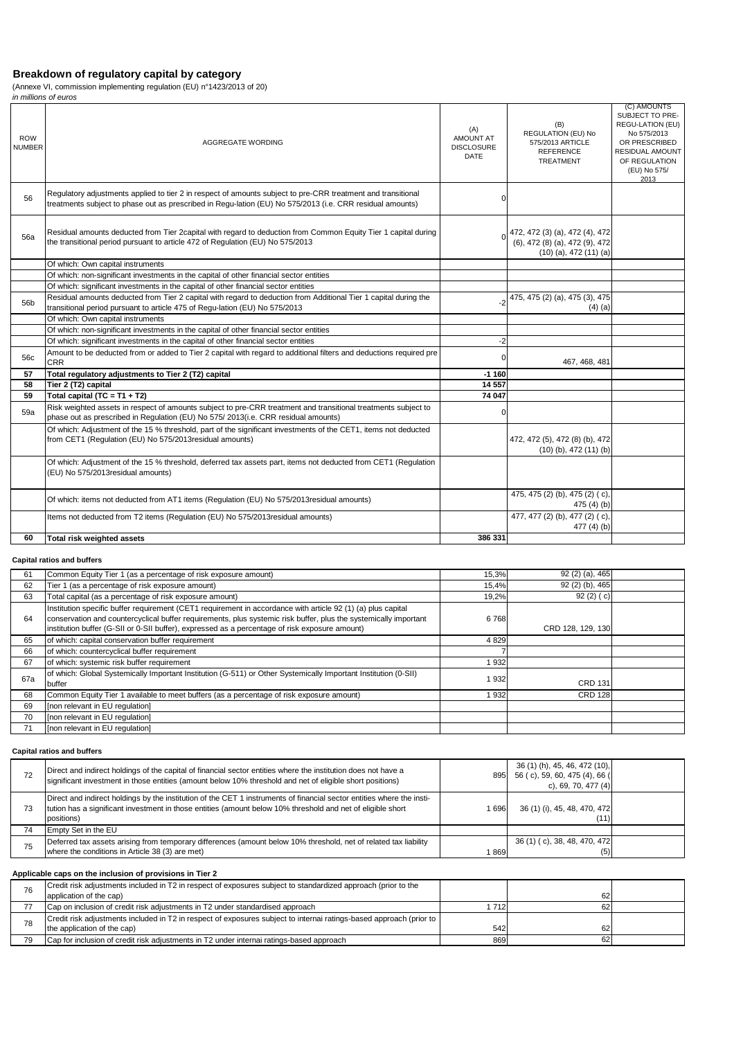## Breakdown of regulatory capital by category

(Annexe VI, commission implementing regulation (EU) n°1423/2013 of 20)

*in millions of euros*

| ROW NUMBER | AGGREGATE WORDING | (A) AMOUNT AT DISCLOSURE DATE | (B) REGULATION (EU) No 575/2013 ARTICLE REFERENCE TREATMENT | (C) AMOUNTS SUBJECT TO PRE-REGU-LATION (EU) No 575/2013 OR PRESCRIBED RESIDUAL AMOUNT OF REGULATION (EU) No 575/ 2013 |
|---|---|---|---|---|
| 56 | Regulatory adjustments applied to tier 2 in respect of amounts subject to pre-CRR treatment and transitional treatments subject to phase out as prescribed in Regu-lation (EU) No 575/2013 (i.e. CRR residual amounts) | 0 | | |
| 56a | Residual amounts deducted from Tier 2capital with regard to deduction from Common Equity Tier 1 capital during the transitional period pursuant to article 472 of Regulation (EU) No 575/2013 | 0 | 472, 472 (3) (a), 472 (4), 472 (6), 472 (8) (a), 472 (9), 472 (10) (a), 472 (11) (a) | |
| | Of which: Own capital instruments | | | |
| | Of which: non-significant investments in the capital of other financial sector entities | | | |
| | Of which: significant investments in the capital of other financial sector entities | | | |
| 56b | Residual amounts deducted from Tier 2 capital with regard to deduction from Additional Tier 1 capital during the transitional period pursuant to article 475 of Regu-lation (EU) No 575/2013 | -2 | 475, 475 (2) (a), 475 (3), 475 (4) (a) | |
| | Of which: Own capital instruments | | | |
| | Of which: non-significant investments in the capital of other financial sector entities | | | |
| | Of which: significant investments in the capital of other financial sector entities | -2 | | |
| 56c | Amount to be deducted from or added to Tier 2 capital with regard to additional filters and deductions required pre CRR | 0 | 467, 468, 481 | |
| **57** | **Total regulatory adjustments to Tier 2 (T2) capital** | **-1 160** | | |
| **58** | **Tier 2 (T2) capital** | **14 557** | | |
| **59** | **Total capital (TC = T1 + T2)** | **74 047** | | |
| 59a | Risk weighted assets in respect of amounts subject to pre-CRR treatment and transitional treatments subject to phase out as prescribed in Regulation (EU) No 575/ 2013(i.e. CRR residual amounts) | 0 | | |
| | Of which: Adjustment of the 15 % threshold, part of the significant investments of the CET1, items not deducted from CET1 (Regulation (EU) No 575/2013residual amounts) | | 472, 472 (5), 472 (8) (b), 472 (10) (b), 472 (11) (b) | |
| | Of which: Adjustment of the 15 % threshold, deferred tax assets part, items not deducted from CET1 (Regulation (EU) No 575/2013residual amounts) | | | |
| | Of which: items not deducted from AT1 items (Regulation (EU) No 575/2013residual amounts) | | 475, 475 (2) (b), 475 (2) ( c), 475 (4) (b) | |
| | Items not deducted from T2 items (Regulation (EU) No 575/2013residual amounts) | | 477, 477 (2) (b), 477 (2) ( c), 477 (4) (b) | |
| **60** | **Total risk weighted assets** | **386 331** | | |

### Capital ratios and buffers

| | | | | |
|---|---|---|---|---|
| 61 | Common Equity Tier 1 (as a percentage of risk exposure amount) | 15,3% | 92 (2) (a), 465 | |
| 62 | Tier 1 (as a percentage of risk exposure amount) | 15,4% | 92 (2) (b), 465 | |
| 63 | Total capital (as a percentage of risk exposure amount) | 19,2% | 92 (2) ( c) | |
| 64 | Institution specific buffer requirement (CET1 requirement in accordance with article 92 (1) (a) plus capital conservation and countercyclical buffer requirements, plus systemic risk buffer, plus the systemically important institution buffer (G-SII or 0-SII buffer), expressed as a percentage of risk exposure amount) | 6 768 | CRD 128, 129, 130 | |
| 65 | of which: capital conservation buffer requirement | 4 829 | | |
| 66 | of which: countercyclical buffer requirement | 7 | | |
| 67 | of which: systemic risk buffer requirement | 1 932 | | |
| 67a | of which: Global Systemically Important Institution (G-511) or Other Systemically Important Institution (0-SII) buffer | 1 932 | CRD 131 | |
| 68 | Common Equity Tier 1 available to meet buffers (as a percentage of risk exposure amount) | 1 932 | CRD 128 | |
| 69 | [non relevant in EU regulation] | | | |
| 70 | [non relevant in EU regulation] | | | |
| 71 | [non relevant in EU regulation] | | | |

### Capital ratios and buffers

| | | | | |
|---|---|---|---|---|
| 72 | Direct and indirect holdings of the capital of financial sector entities where the institution does not have a significant investment in those entities (amount below 10% threshold and net of eligible short positions) | 895 | 36 (1) (h), 45, 46, 472 (10), 56 ( c), 59, 60, 475 (4), 66 ( c), 69, 70, 477 (4) | |
| 73 | Direct and indirect holdings by the institution of the CET 1 instruments of financial sector entities where the insti-tution has a significant investment in those entities (amount below 10% threshold and net of eligible short positions) | 1 696 | 36 (1) (i), 45, 48, 470, 472 (11) | |
| 74 | Empty Set in the EU | | | |
| 75 | Deferred tax assets arising from temporary differences (amount below 10% threshold, net of related tax liability where the conditions in Article 38 (3) are met) | 1 869 | 36 (1) ( c), 38, 48, 470, 472 (5) | |

### Applicable caps on the inclusion of provisions in Tier 2

| | | | | |
|---|---|---|---|---|
| 76 | Credit risk adjustments included in T2 in respect of exposures subject to standardized approach (prior to the application of the cap) | | 62 | |
| 77 | Cap on inclusion of credit risk adjustments in T2 under standardised approach | 1 712 | 62 | |
| 78 | Credit risk adjustments included in T2 in respect of exposures subject to internai ratings-based approach (prior to the application of the cap) | 542 | 62 | |
| 79 | Cap for inclusion of credit risk adjustments in T2 under internai ratings-based approach | 869 | 62 | |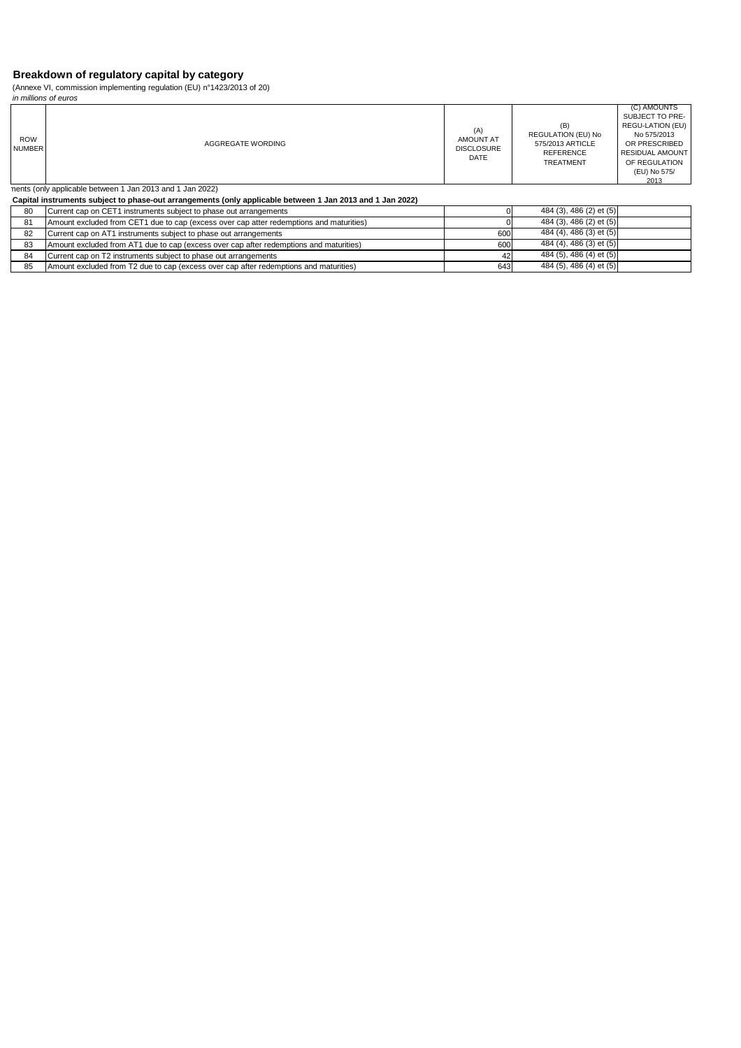## Breakdown of regulatory capital by category

(Annexe VI, commission implementing regulation (EU) n°1423/2013 of 20)

*in millions of euros*

| ROW NUMBER | AGGREGATE WORDING | (A) AMOUNT AT DISCLOSURE DATE | (B) REGULATION (EU) No 575/2013 ARTICLE REFERENCE TREATMENT | (C) AMOUNTS SUBJECT TO PRE-REGU-LATION (EU) No 575/2013 OR PRESCRIBED RESIDUAL AMOUNT OF REGULATION (EU) No 575/ 2013 |
|---|---|---|---|---|
| | nents (only applicable between 1 Jan 2013 and 1 Jan 2022) | | | |
| | **Capital instruments subject to phase-out arrangements (only applicable between 1 Jan 2013 and 1 Jan 2022)** | | | |
| 80 | Current cap on CET1 instruments subject to phase out arrangements | 0 | 484 (3), 486 (2) et (5) | |
| 81 | Amount excluded from CET1 due to cap (excess over cap atter redemptions and maturities) | 0 | 484 (3), 486 (2) et (5) | |
| 82 | Current cap on AT1 instruments subject to phase out arrangements | 600 | 484 (4), 486 (3) et (5) | |
| 83 | Amount excluded from AT1 due to cap (excess over cap after redemptions and maturities) | 600 | 484 (4), 486 (3) et (5) | |
| 84 | Current cap on T2 instruments subject to phase out arrangements | 42 | 484 (5), 486 (4) et (5) | |
| 85 | Amount excluded from T2 due to cap (excess over cap after redemptions and maturities) | 643 | 484 (5), 486 (4) et (5) | |